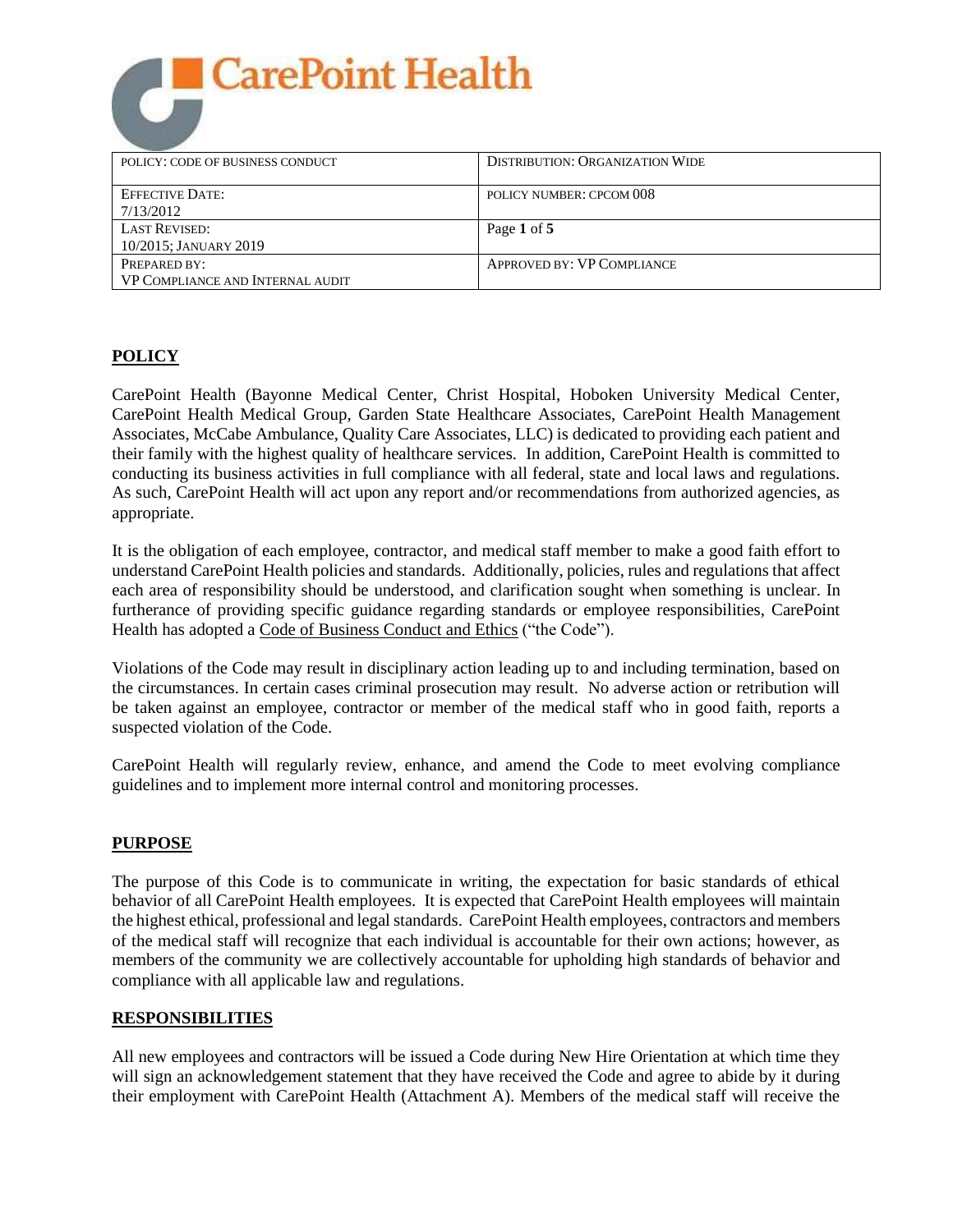CarePoint Health

| | |
|---|---|
| POLICY: CODE OF BUSINESS CONDUCT | DISTRIBUTION: ORGANIZATION WIDE |
| EFFECTIVE DATE: 7/13/2012 | POLICY NUMBER: CPCOM 008 |
| LAST REVISED: 10/2015; JANUARY 2019 | Page **1** of **5** |
| PREPARED BY: VP COMPLIANCE AND INTERNAL AUDIT | APPROVED BY: VP COMPLIANCE |

## POLICY

CarePoint Health (Bayonne Medical Center, Christ Hospital, Hoboken University Medical Center, CarePoint Health Medical Group, Garden State Healthcare Associates, CarePoint Health Management Associates, McCabe Ambulance, Quality Care Associates, LLC) is dedicated to providing each patient and their family with the highest quality of healthcare services. In addition, CarePoint Health is committed to conducting its business activities in full compliance with all federal, state and local laws and regulations. As such, CarePoint Health will act upon any report and/or recommendations from authorized agencies, as appropriate.

It is the obligation of each employee, contractor, and medical staff member to make a good faith effort to understand CarePoint Health policies and standards. Additionally, policies, rules and regulations that affect each area of responsibility should be understood, and clarification sought when something is unclear. In furtherance of providing specific guidance regarding standards or employee responsibilities, CarePoint Health has adopted a Code of Business Conduct and Ethics ("the Code").

Violations of the Code may result in disciplinary action leading up to and including termination, based on the circumstances. In certain cases criminal prosecution may result. No adverse action or retribution will be taken against an employee, contractor or member of the medical staff who in good faith, reports a suspected violation of the Code.

CarePoint Health will regularly review, enhance, and amend the Code to meet evolving compliance guidelines and to implement more internal control and monitoring processes.

## PURPOSE

The purpose of this Code is to communicate in writing, the expectation for basic standards of ethical behavior of all CarePoint Health employees. It is expected that CarePoint Health employees will maintain the highest ethical, professional and legal standards. CarePoint Health employees, contractors and members of the medical staff will recognize that each individual is accountable for their own actions; however, as members of the community we are collectively accountable for upholding high standards of behavior and compliance with all applicable law and regulations.

## RESPONSIBILITIES

All new employees and contractors will be issued a Code during New Hire Orientation at which time they will sign an acknowledgement statement that they have received the Code and agree to abide by it during their employment with CarePoint Health (Attachment A). Members of the medical staff will receive the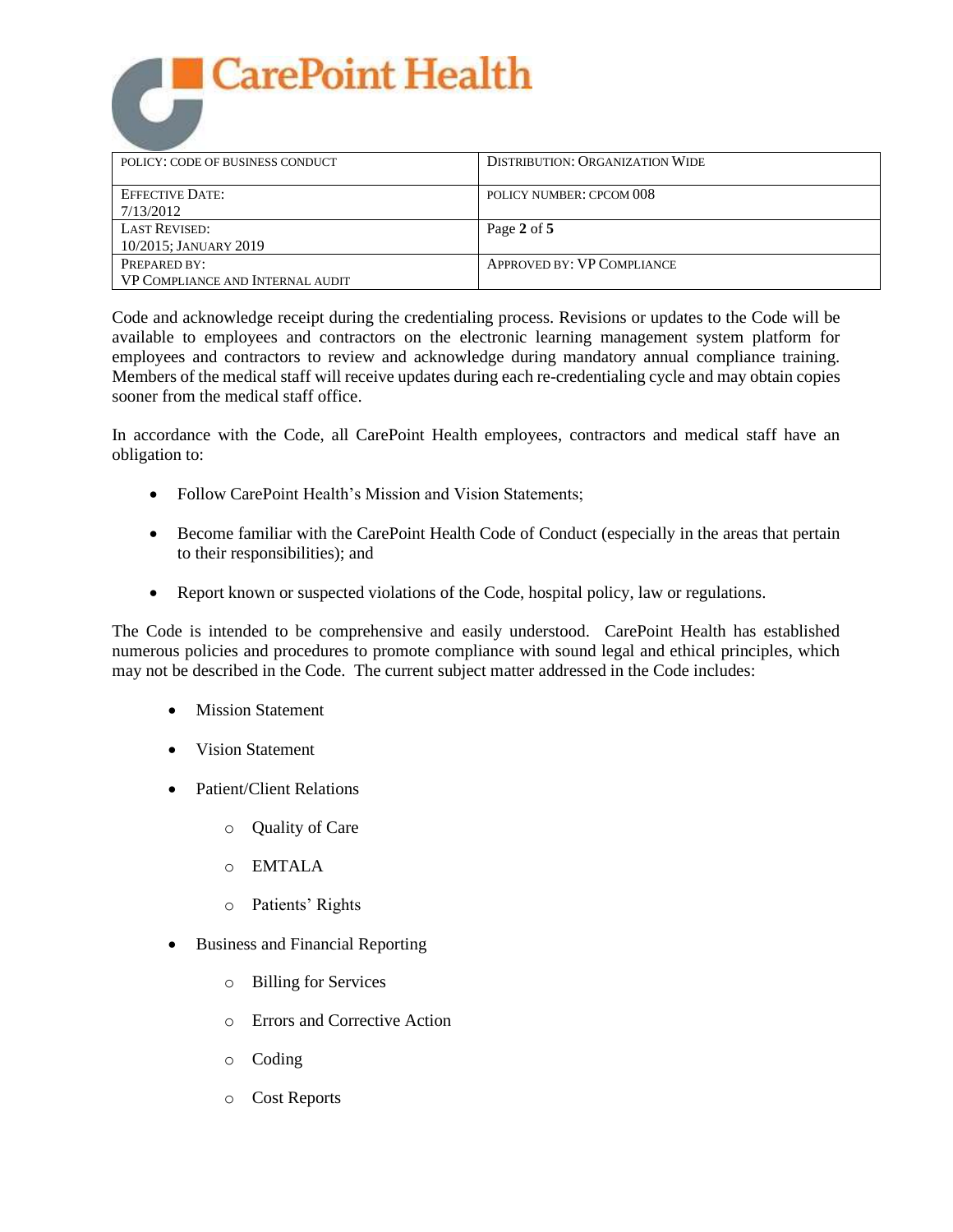Code and acknowledge receipt during the credentialing process. Revisions or updates to the Code will be available to employees and contractors on the electronic learning management system platform for employees and contractors to review and acknowledge during mandatory annual compliance training. Members of the medical staff will receive updates during each re-credentialing cycle and may obtain copies sooner from the medical staff office.

In accordance with the Code, all CarePoint Health employees, contractors and medical staff have an obligation to:

- Follow CarePoint Health's Mission and Vision Statements;
- Become familiar with the CarePoint Health Code of Conduct (especially in the areas that pertain to their responsibilities); and
- Report known or suspected violations of the Code, hospital policy, law or regulations.

The Code is intended to be comprehensive and easily understood. CarePoint Health has established numerous policies and procedures to promote compliance with sound legal and ethical principles, which may not be described in the Code. The current subject matter addressed in the Code includes:

- Mission Statement
- Vision Statement
- Patient/Client Relations
  - Quality of Care
  - EMTALA
  - Patients' Rights
- Business and Financial Reporting
  - Billing for Services
  - Errors and Corrective Action
  - Coding
  - Cost Reports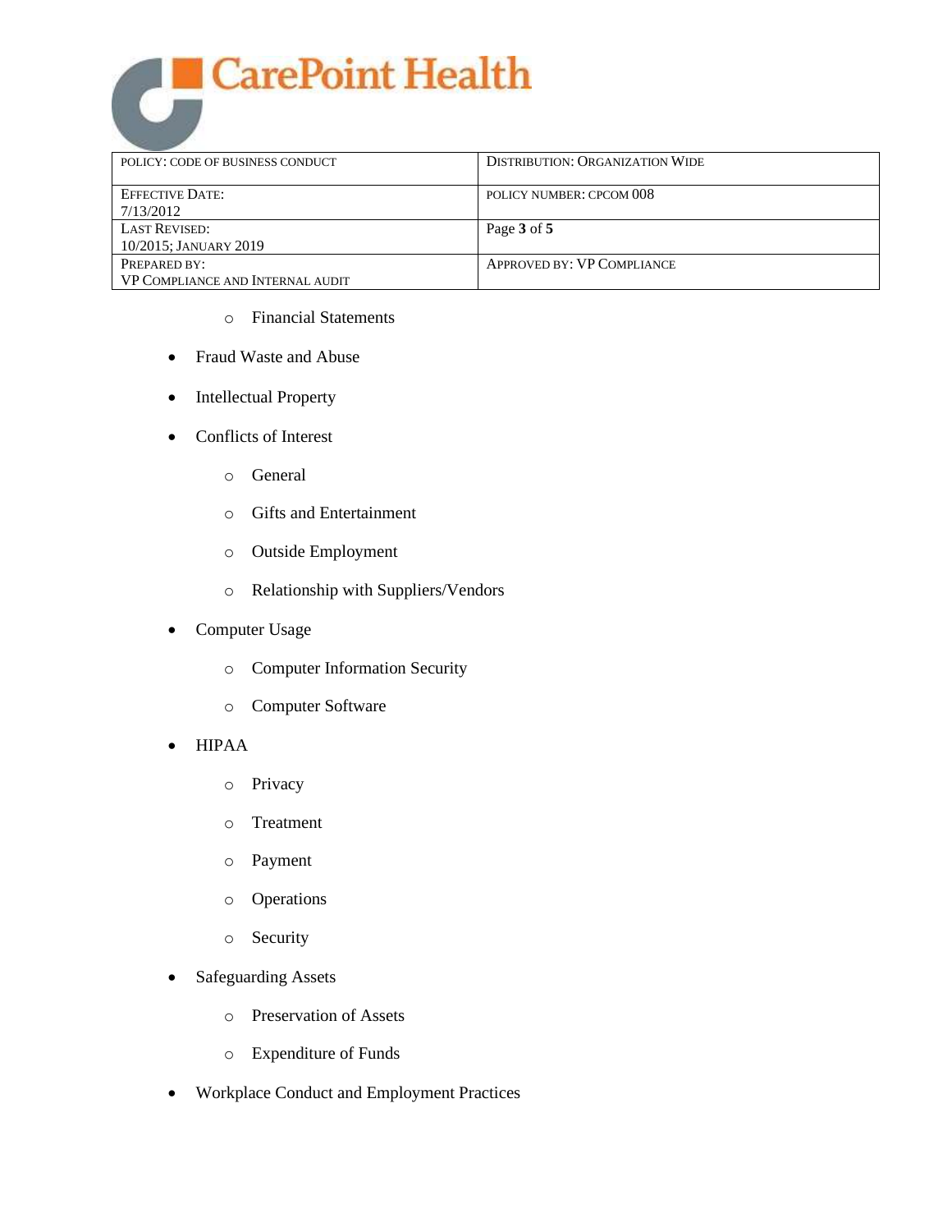- Financial Statements
- Fraud Waste and Abuse
- Intellectual Property
- Conflicts of Interest
  - General
  - Gifts and Entertainment
  - Outside Employment
  - Relationship with Suppliers/Vendors
- Computer Usage
  - Computer Information Security
  - Computer Software
- HIPAA
  - Privacy
  - Treatment
  - Payment
  - Operations
  - Security
- Safeguarding Assets
  - Preservation of Assets
  - Expenditure of Funds
- Workplace Conduct and Employment Practices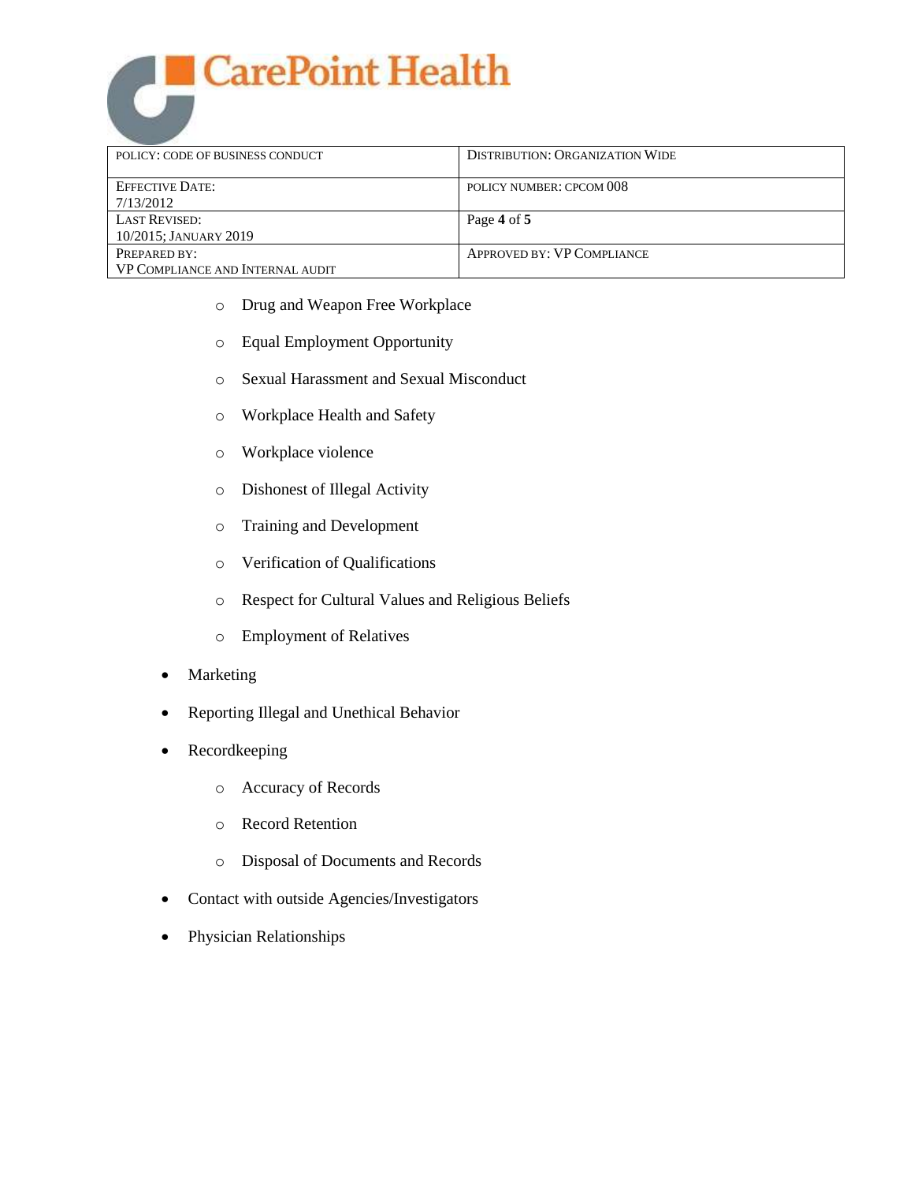- Drug and Weapon Free Workplace
  - Equal Employment Opportunity
  - Sexual Harassment and Sexual Misconduct
  - Workplace Health and Safety
  - Workplace violence
  - Dishonest of Illegal Activity
  - Training and Development
  - Verification of Qualifications
  - Respect for Cultural Values and Religious Beliefs
  - Employment of Relatives
- Marketing
- Reporting Illegal and Unethical Behavior
- Recordkeeping
  - Accuracy of Records
  - Record Retention
  - Disposal of Documents and Records
- Contact with outside Agencies/Investigators
- Physician Relationships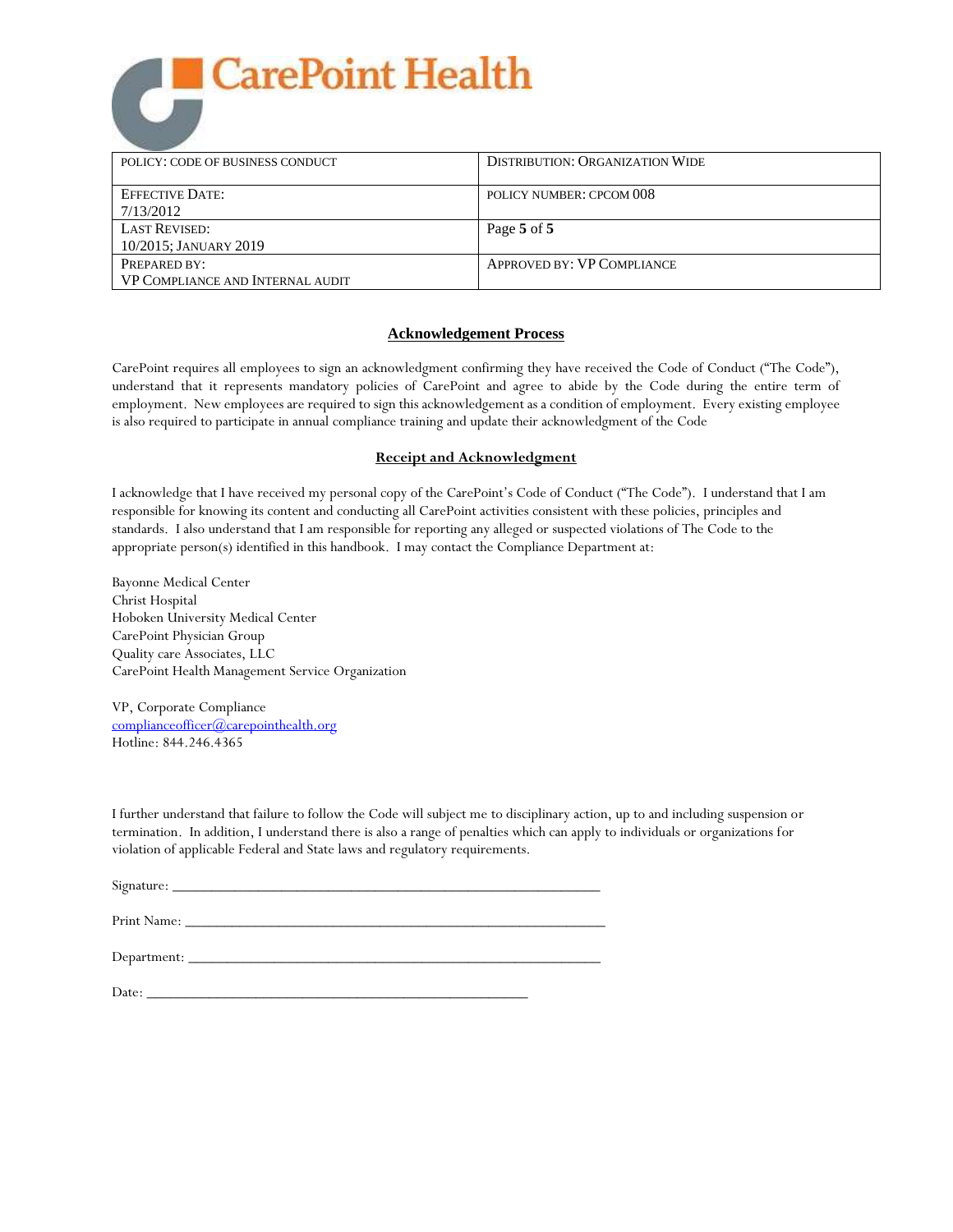# CarePoint Health

| POLICY: CODE OF BUSINESS CONDUCT | DISTRIBUTION: ORGANIZATION WIDE |
|---|---|
| EFFECTIVE DATE: 7/13/2012 | POLICY NUMBER: CPCOM 008 |
| LAST REVISED: 10/2015; JANUARY 2019 | Page **5** of **5** |
| PREPARED BY: VP COMPLIANCE AND INTERNAL AUDIT | APPROVED BY: VP COMPLIANCE |

## Acknowledgement Process

CarePoint requires all employees to sign an acknowledgment confirming they have received the Code of Conduct ("The Code"), understand that it represents mandatory policies of CarePoint and agree to abide by the Code during the entire term of employment. New employees are required to sign this acknowledgement as a condition of employment. Every existing employee is also required to participate in annual compliance training and update their acknowledgment of the Code

## Receipt and Acknowledgment

I acknowledge that I have received my personal copy of the CarePoint's Code of Conduct ("The Code"). I understand that I am responsible for knowing its content and conducting all CarePoint activities consistent with these policies, principles and standards. I also understand that I am responsible for reporting any alleged or suspected violations of The Code to the appropriate person(s) identified in this handbook. I may contact the Compliance Department at:

Bayonne Medical Center
Christ Hospital
Hoboken University Medical Center
CarePoint Physician Group
Quality care Associates, LLC
CarePoint Health Management Service Organization

VP, Corporate Compliance
complianceofficer@carepointhealth.org
Hotline: 844.246.4365

I further understand that failure to follow the Code will subject me to disciplinary action, up to and including suspension or termination. In addition, I understand there is also a range of penalties which can apply to individuals or organizations for violation of applicable Federal and State laws and regulatory requirements.

Signature: ___________________________________________________________

Print Name: __________________________________________________________

Department: __________________________________________________________

Date: ______________________________________________________